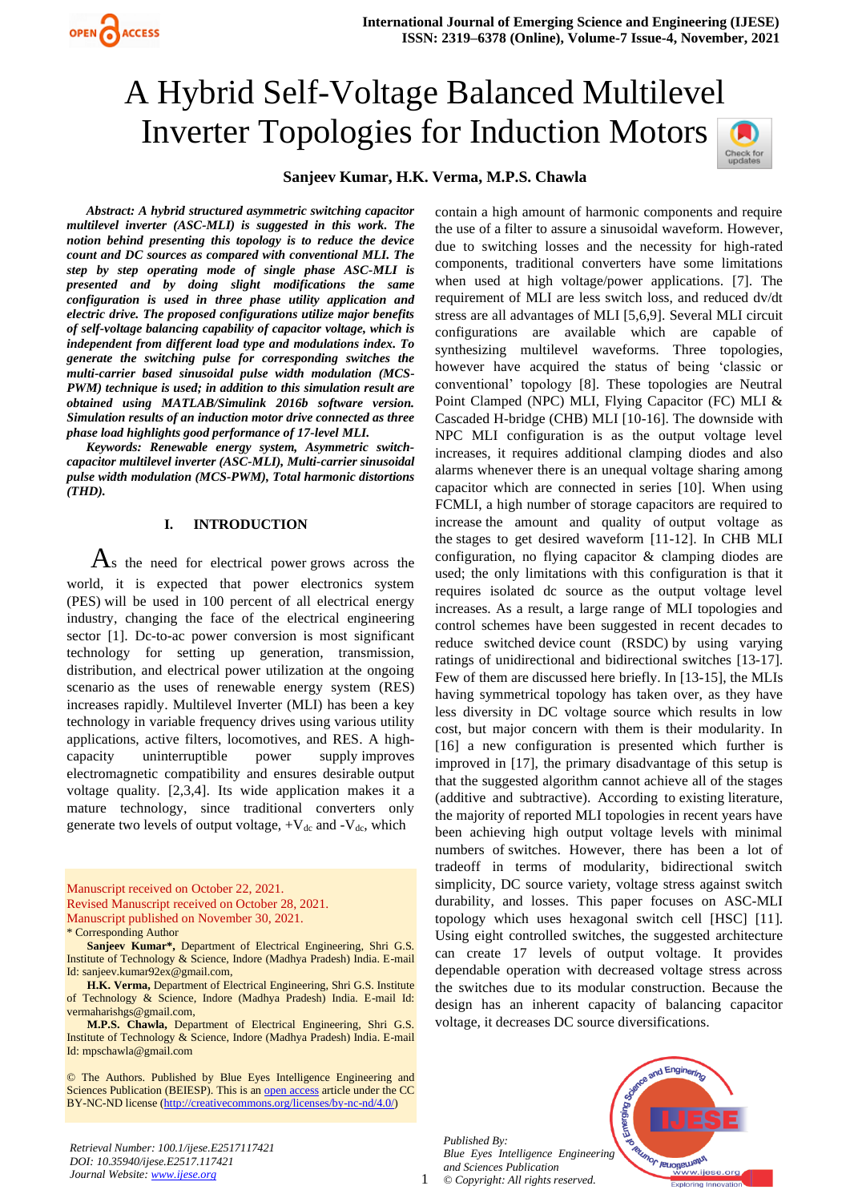# A Hybrid Self-Voltage Balanced Multilevel Inverter Topologies for Induction Motors

**Sanjeev Kumar, H.K. Verma, M.P.S. Chawla**

***Abstract: A hybrid structured asymmetric switching capacitor multilevel inverter (ASC-MLI) is suggested in this work. The notion behind presenting this topology is to reduce the device count and DC sources as compared with conventional MLI. The step by step operating mode of single phase ASC-MLI is presented and by doing slight modifications the same configuration is used in three phase utility application and electric drive. The proposed configurations utilize major benefits of self-voltage balancing capability of capacitor voltage, which is independent from different load type and modulations index. To generate the switching pulse for corresponding switches the multi-carrier based sinusoidal pulse width modulation (MCS-PWM) technique is used; in addition to this simulation result are obtained using MATLAB/Simulink 2016b software version. Simulation results of an induction motor drive connected as three phase load highlights good performance of 17-level MLI.***

***Keywords: Renewable energy system, Asymmetric switch-capacitor multilevel inverter (ASC-MLI), Multi-carrier sinusoidal pulse width modulation (MCS-PWM), Total harmonic distortions (THD).***

## I. INTRODUCTION

As the need for electrical power grows across the world, it is expected that power electronics system (PES) will be used in 100 percent of all electrical energy industry, changing the face of the electrical engineering sector [1]. Dc-to-ac power conversion is most significant technology for setting up generation, transmission, distribution, and electrical power utilization at the ongoing scenario as the uses of renewable energy system (RES) increases rapidly. Multilevel Inverter (MLI) has been a key technology in variable frequency drives using various utility applications, active filters, locomotives, and RES. A high-capacity uninterruptible power supply improves electromagnetic compatibility and ensures desirable output voltage quality. [2,3,4]. Its wide application makes it a mature technology, since traditional converters only generate two levels of output voltage, $+V_{dc}$ and $-V_{dc}$, which contain a high amount of harmonic components and require the use of a filter to assure a sinusoidal waveform. However, due to switching losses and the necessity for high-rated components, traditional converters have some limitations when used at high voltage/power applications. [7]. The requirement of MLI are less switch loss, and reduced dv/dt stress are all advantages of MLI [5,6,9]. Several MLI circuit configurations are available which are capable of synthesizing multilevel waveforms. Three topologies, however have acquired the status of being 'classic or conventional' topology [8]. These topologies are Neutral Point Clamped (NPC) MLI, Flying Capacitor (FC) MLI & Cascaded H-bridge (CHB) MLI [10-16]. The downside with NPC MLI configuration is as the output voltage level increases, it requires additional clamping diodes and also alarms whenever there is an unequal voltage sharing among capacitor which are connected in series [10]. When using FCMLI, a high number of storage capacitors are required to increase the amount and quality of output voltage as the stages to get desired waveform [11-12]. In CHB MLI configuration, no flying capacitor & clamping diodes are used; the only limitations with this configuration is that it requires isolated dc source as the output voltage level increases. As a result, a large range of MLI topologies and control schemes have been suggested in recent decades to reduce switched device count (RSDC) by using varying ratings of unidirectional and bidirectional switches [13-17]. Few of them are discussed here briefly. In [13-15], the MLIs having symmetrical topology has taken over, as they have less diversity in DC voltage source which results in low cost, but major concern with them is their modularity. In [16] a new configuration is presented which further is improved in [17], the primary disadvantage of this setup is that the suggested algorithm cannot achieve all of the stages (additive and subtractive). According to existing literature, the majority of reported MLI topologies in recent years have been achieving high output voltage levels with minimal numbers of switches. However, there has been a lot of tradeoff in terms of modularity, bidirectional switch simplicity, DC source variety, voltage stress against switch durability, and losses. This paper focuses on ASC-MLI topology which uses hexagonal switch cell [HSC] [11]. Using eight controlled switches, the suggested architecture can create 17 levels of output voltage. It provides dependable operation with decreased voltage stress across the switches due to its modular construction. Because the design has an inherent capacity of balancing capacitor voltage, it decreases DC source diversifications.

Manuscript received on October 22, 2021.
Revised Manuscript received on October 28, 2021.
Manuscript published on November 30, 2021.
\* Corresponding Author

**Sanjeev Kumar\***, Department of Electrical Engineering, Shri G.S. Institute of Technology & Science, Indore (Madhya Pradesh) India. E-mail Id: sanjeev.kumar92ex@gmail.com,

**H.K. Verma,** Department of Electrical Engineering, Shri G.S. Institute of Technology & Science, Indore (Madhya Pradesh) India. E-mail Id: vermaharishgs@gmail.com,

**M.P.S. Chawla,** Department of Electrical Engineering, Shri G.S. Institute of Technology & Science, Indore (Madhya Pradesh) India. E-mail Id: mpschawla@gmail.com

© The Authors. Published by Blue Eyes Intelligence Engineering and Sciences Publication (BEIESP). This is an open access article under the CC BY-NC-ND license (http://creativecommons.org/licenses/by-nc-nd/4.0/)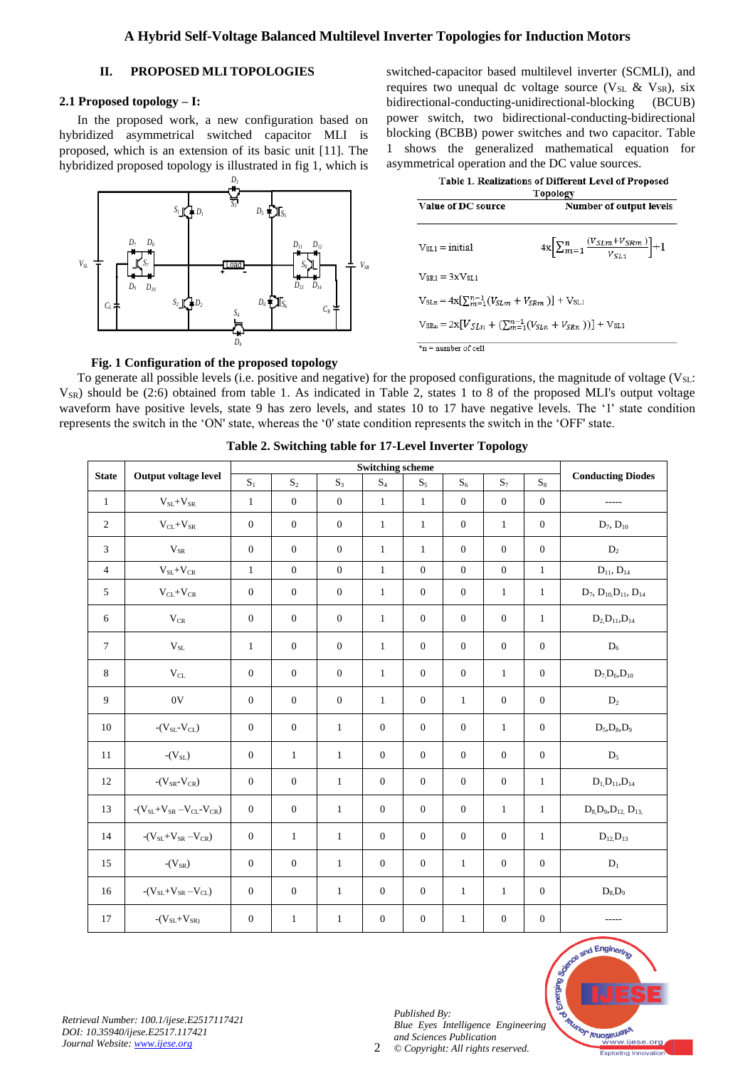## II. PROPOSED MLI TOPOLOGIES

### 2.1 Proposed topology – I:

In the proposed work, a new configuration based on hybridized asymmetrical switched capacitor MLI is proposed, which is an extension of its basic unit [11]. The hybridized proposed topology is illustrated in fig 1, which is switched-capacitor based multilevel inverter (SCMLI), and requires two unequal dc voltage source ($V_{SL}$ & $V_{SR}$), six bidirectional-conducting-unidirectional-blocking (BCUB) power switch, two bidirectional-conducting-bidirectional blocking (BCBB) power switches and two capacitor. Table 1 shows the generalized mathematical equation for asymmetrical operation and the DC value sources.

**Fig. 1 Configuration of the proposed topology**

**Table 1. Realizations of Different Level of Proposed Topology**

| Value of DC source | Number of output levels |
|---|---|
| $V_{SL1}$ = initial | $4\text{x}\left[\sum_{m=1}^{n}\frac{(V_{SLm}+V_{SRm})}{V_{SL1}}\right]+1$ |
| $V_{SR1} = 3\text{x}V_{SL1}$ | |
| $V_{SLn} = 4\text{x}[\sum_{m=1}^{n-1}(V_{SLm}+V_{SRm})] + V_{SL1}$ | |
| $V_{SRn} = 2\text{x}[V_{SLn} + (\sum_{m=1}^{n-1}(V_{SLn}+V_{SRn}))] + V_{SL1}$ | |

*n = number of cell

To generate all possible levels (i.e. positive and negative) for the proposed configurations, the magnitude of voltage ($V_{SL}$: $V_{SR}$) should be (2:6) obtained from table 1. As indicated in Table 2, states 1 to 8 of the proposed MLI's output voltage waveform have positive levels, state 9 has zero levels, and states 10 to 17 have negative levels. The '1' state condition represents the switch in the 'ON' state, whereas the '0' state condition represents the switch in the 'OFF' state.

**Table 2. Switching table for 17-Level Inverter Topology**

| State | Output voltage level | Switching scheme | | | | | | | | Conducting Diodes |
|---|---|---|---|---|---|---|---|---|---|---|
| | | $S_1$ | $S_2$ | $S_3$ | $S_4$ | $S_5$ | $S_6$ | $S_7$ | $S_8$ | |
| 1 | $V_{SL}+V_{SR}$ | 1 | 0 | 0 | 1 | 1 | 0 | 0 | 0 | ----- |
| 2 | $V_{CL}+V_{SR}$ | 0 | 0 | 0 | 1 | 1 | 0 | 1 | 0 | $D_7$, $D_{10}$ |
| 3 | $V_{SR}$ | 0 | 0 | 0 | 1 | 1 | 0 | 0 | 0 | $D_2$ |
| 4 | $V_{SL}+V_{CR}$ | 1 | 0 | 0 | 1 | 0 | 0 | 0 | 1 | $D_{11}$, $D_{14}$ |
| 5 | $V_{CL}+V_{CR}$ | 0 | 0 | 0 | 1 | 0 | 0 | 1 | 1 | $D_7$, $D_{10}$, $D_{11}$, $D_{14}$ |
| 6 | $V_{CR}$ | 0 | 0 | 0 | 1 | 0 | 0 | 0 | 1 | $D_2$, $D_{11}$, $D_{14}$ |
| 7 | $V_{SL}$ | 1 | 0 | 0 | 1 | 0 | 0 | 0 | 0 | $D_6$ |
| 8 | $V_{CL}$ | 0 | 0 | 0 | 1 | 0 | 0 | 1 | 0 | $D_7$, $D_6$, $D_{10}$ |
| 9 | 0V | 0 | 0 | 0 | 1 | 0 | 1 | 0 | 0 | $D_2$ |
| 10 | $-(V_{SL}-V_{CL})$ | 0 | 0 | 1 | 0 | 0 | 0 | 1 | 0 | $D_5$, $D_8$, $D_9$ |
| 11 | $-(V_{SL})$ | 0 | 1 | 1 | 0 | 0 | 0 | 0 | 0 | $D_5$ |
| 12 | $-(V_{SR}-V_{CR})$ | 0 | 0 | 1 | 0 | 0 | 0 | 0 | 1 | $D_1$, $D_{11}$, $D_{14}$ |
| 13 | $-(V_{SL}+V_{SR}-V_{CL}-V_{CR})$ | 0 | 0 | 1 | 0 | 0 | 0 | 1 | 1 | $D_8$, $D_9$, $D_{12}$, $D_{13}$ |
| 14 | $-(V_{SL}+V_{SR}-V_{CR})$ | 0 | 1 | 1 | 0 | 0 | 0 | 0 | 1 | $D_{12}$, $D_{13}$ |
| 15 | $-(V_{SR})$ | 0 | 0 | 1 | 0 | 0 | 1 | 0 | 0 | $D_1$ |
| 16 | $-(V_{SL}+V_{SR}-V_{CL})$ | 0 | 0 | 1 | 0 | 0 | 1 | 1 | 0 | $D_8$, $D_9$ |
| 17 | $-(V_{SL}+V_{SR})$ | 0 | 1 | 1 | 0 | 0 | 1 | 0 | 0 | ----- |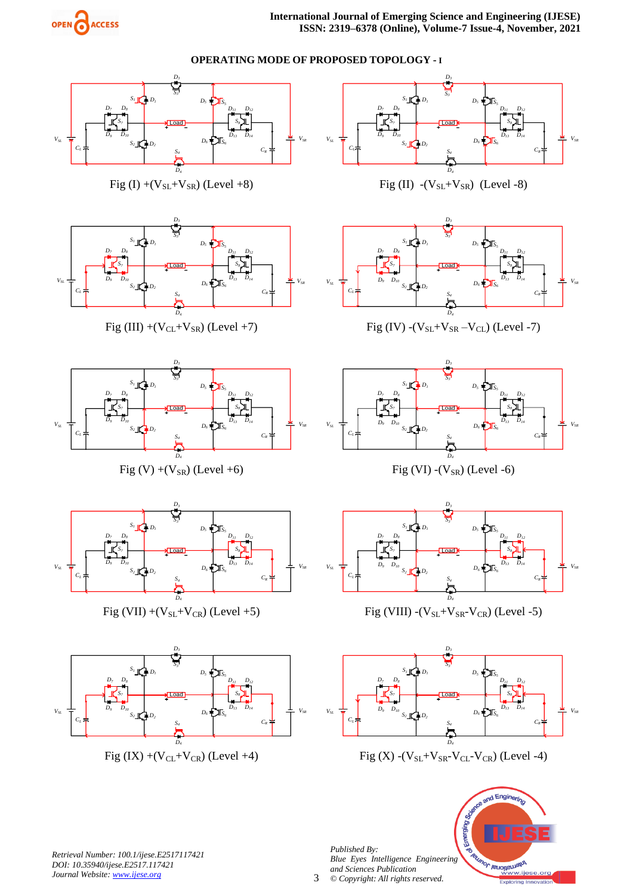## OPERATING MODE OF PROPOSED TOPOLOGY - I

Fig (I) $+(V_{SL}+V_{SR})$ (Level +8)

Fig (II) $-(V_{SL}+V_{SR})$ (Level -8)

Fig (III) $+(V_{CL}+V_{SR})$ (Level +7)

Fig (IV) $-(V_{SL}+V_{SR}-V_{CL})$ (Level -7)

Fig (V) $+(V_{SR})$ (Level +6)

Fig (VI) $-(V_{SR})$ (Level -6)

Fig (VII) $+(V_{SL}+V_{CR})$ (Level +5)

Fig (VIII) $-(V_{SL}+V_{SR}-V_{CR})$ (Level -5)

Fig (IX) $+(V_{CL}+V_{CR})$ (Level +4)

Fig (X) $-(V_{SL}+V_{SR}-V_{CL}-V_{CR})$ (Level -4)

*Retrieval Number: 100.1/ijese.E2517117421*
*DOI: 10.35940/ijese.E2517.117421*
*Journal Website: www.ijese.org*

*Published By:*
*Blue Eyes Intelligence Engineering and Sciences Publication*
*© Copyright: All rights reserved.*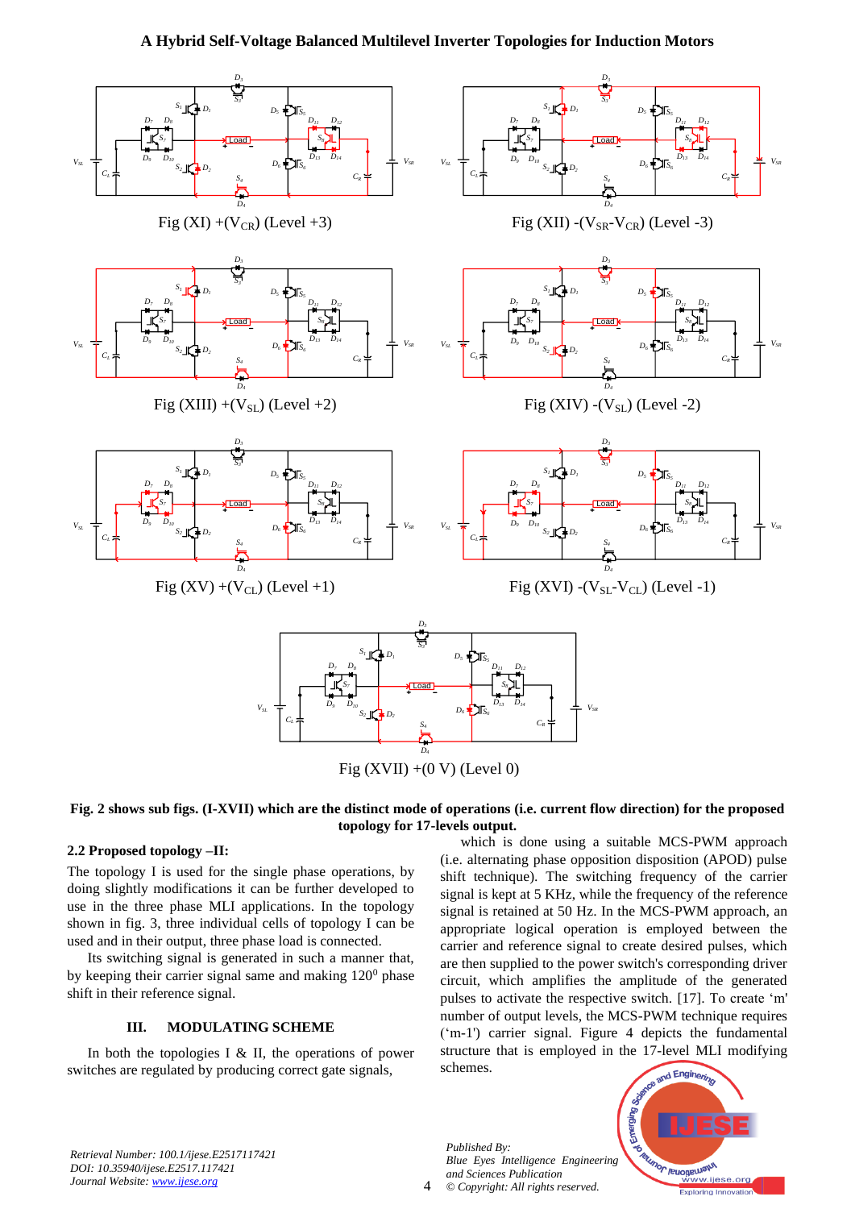Fig (XI) +($V_{CR}$) (Level +3)

Fig (XII) -($V_{SR}$-$V_{CR}$) (Level -3)

Fig (XIII) +($V_{SL}$) (Level +2)

Fig (XIV) -($V_{SL}$) (Level -2)

Fig (XV) +($V_{CL}$) (Level +1)

Fig (XVI) -($V_{SL}$-$V_{CL}$) (Level -1)

Fig (XVII) +(0 V) (Level 0)

**Fig. 2 shows sub figs. (I-XVII) which are the distinct mode of operations (i.e. current flow direction) for the proposed topology for 17-levels output.**

### 2.2 Proposed topology –II:

The topology I is used for the single phase operations, by doing slightly modifications it can be further developed to use in the three phase MLI applications. In the topology shown in fig. 3, three individual cells of topology I can be used and in their output, three phase load is connected.

Its switching signal is generated in such a manner that, by keeping their carrier signal same and making $120^0$ phase shift in their reference signal.

## III. MODULATING SCHEME

In both the topologies I & II, the operations of power switches are regulated by producing correct gate signals, which is done using a suitable MCS-PWM approach (i.e. alternating phase opposition disposition (APOD) pulse shift technique). The switching frequency of the carrier signal is kept at 5 KHz, while the frequency of the reference signal is retained at 50 Hz. In the MCS-PWM approach, an appropriate logical operation is employed between the carrier and reference signal to create desired pulses, which are then supplied to the power switch's corresponding driver circuit, which amplifies the amplitude of the generated pulses to activate the respective switch. [17]. To create 'm' number of output levels, the MCS-PWM technique requires ('m-1') carrier signal. Figure 4 depicts the fundamental structure that is employed in the 17-level MLI modifying schemes.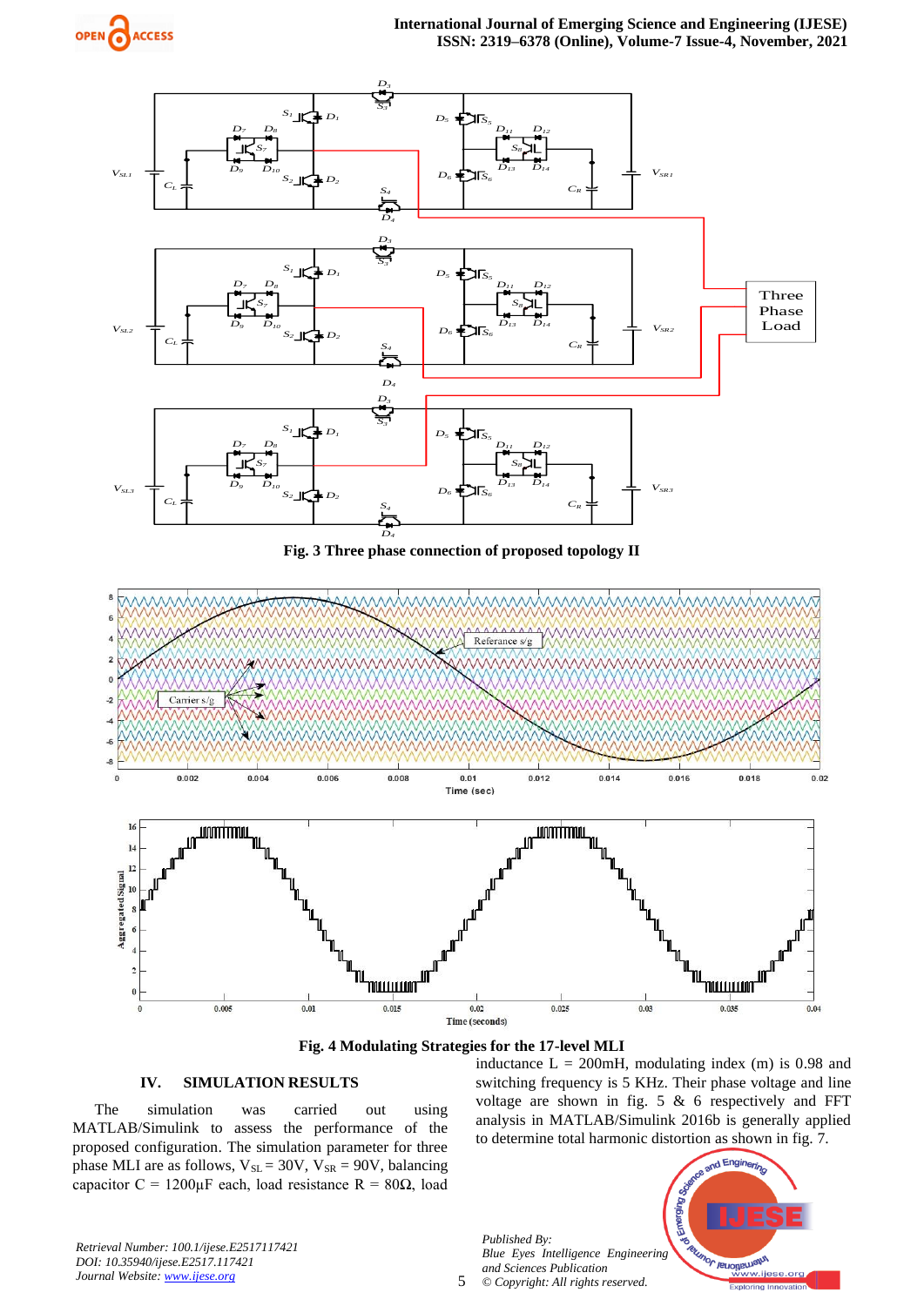Fig. 3 Three phase connection of proposed topology II

Fig. 4 Modulating Strategies for the 17-level MLI

## IV. SIMULATION RESULTS

The simulation was carried out using MATLAB/Simulink to assess the performance of the proposed configuration. The simulation parameter for three phase MLI are as follows, $V_{SL} = 30V$, $V_{SR} = 90V$, balancing capacitor C = 1200µF each, load resistance R = 80Ω, load inductance L = 200mH, modulating index (m) is 0.98 and switching frequency is 5 KHz. Their phase voltage and line voltage are shown in fig. 5 & 6 respectively and FFT analysis in MATLAB/Simulink 2016b is generally applied to determine total harmonic distortion as shown in fig. 7.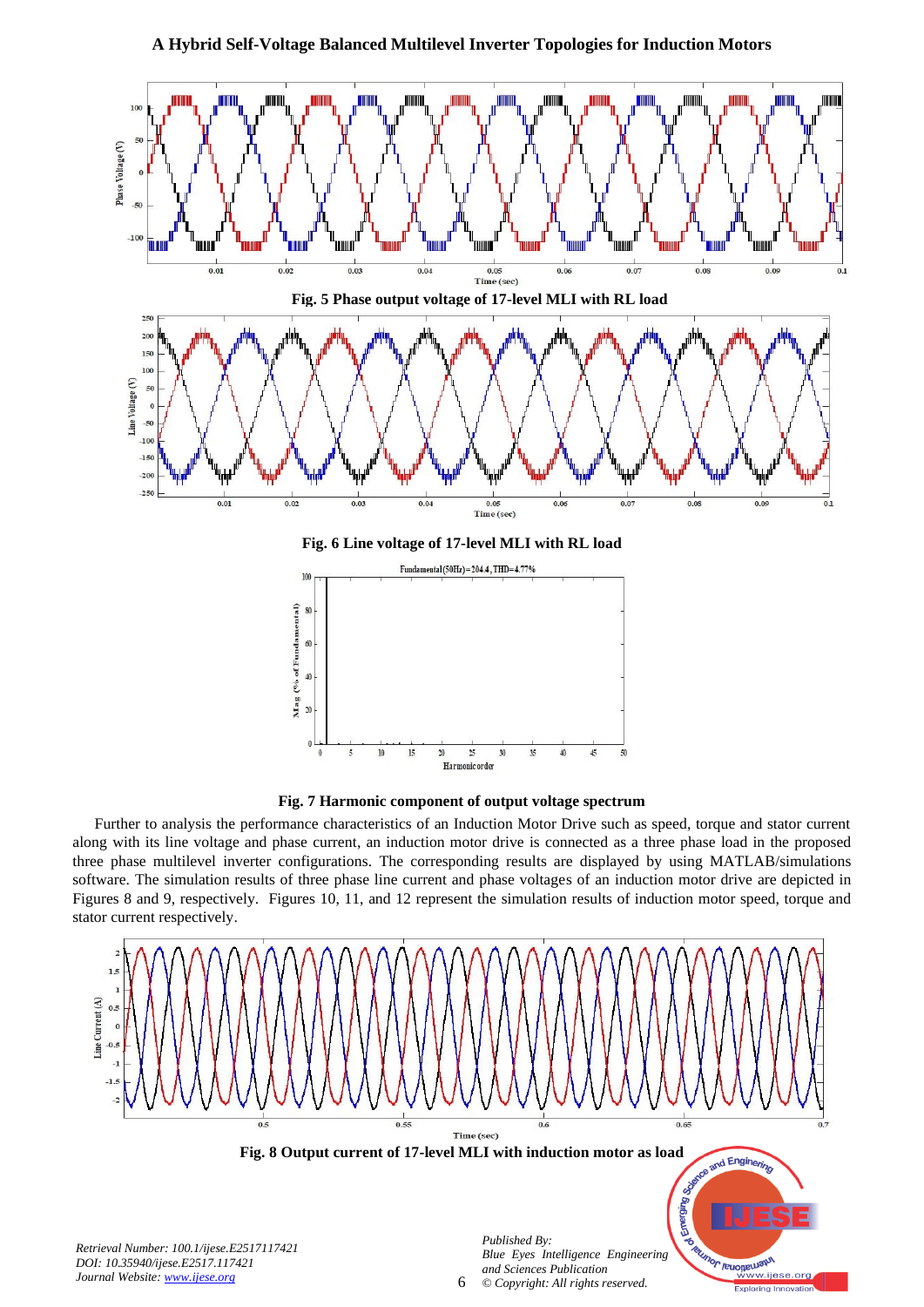Fig. 5 Phase output voltage of 17-level MLI with RL load

Fig. 6 Line voltage of 17-level MLI with RL load

Fig. 7 Harmonic component of output voltage spectrum

Further to analysis the performance characteristics of an Induction Motor Drive such as speed, torque and stator current along with its line voltage and phase current, an induction motor drive is connected as a three phase load in the proposed three phase multilevel inverter configurations. The corresponding results are displayed by using MATLAB/simulations software. The simulation results of three phase line current and phase voltages of an induction motor drive are depicted in Figures 8 and 9, respectively. Figures 10, 11, and 12 represent the simulation results of induction motor speed, torque and stator current respectively.

Fig. 8 Output current of 17-level MLI with induction motor as load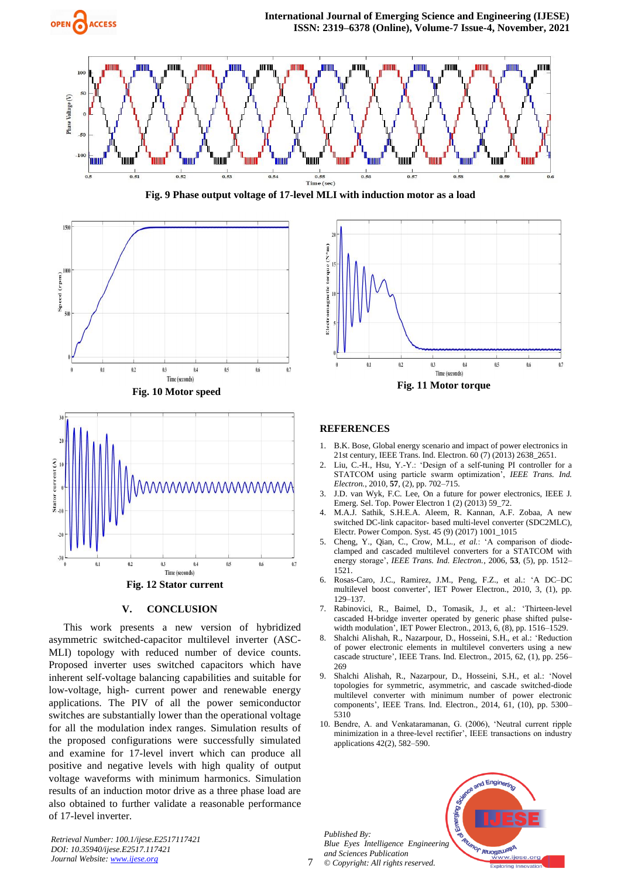Fig. 9 Phase output voltage of 17-level MLI with induction motor as a load

Fig. 10 Motor speed

Fig. 11 Motor torque

Fig. 12 Stator current

## V. CONCLUSION

This work presents a new version of hybridized asymmetric switched-capacitor multilevel inverter (ASC-MLI) topology with reduced number of device counts. Proposed inverter uses switched capacitors which have inherent self-voltage balancing capabilities and suitable for low-voltage, high- current power and renewable energy applications. The PIV of all the power semiconductor switches are substantially lower than the operational voltage for all the modulation index ranges. Simulation results of the proposed configurations were successfully simulated and examine for 17-level invert which can produce all positive and negative levels with high quality of output voltage waveforms with minimum harmonics. Simulation results of an induction motor drive as a three phase load are also obtained to further validate a reasonable performance of 17-level inverter.

## REFERENCES

1. B.K. Bose, Global energy scenario and impact of power electronics in 21st century, IEEE Trans. Ind. Electron. 60 (7) (2013) 2638_2651.
2. Liu, C.-H., Hsu, Y.-Y.: 'Design of a self-tuning PI controller for a STATCOM using particle swarm optimization', *IEEE Trans. Ind. Electron.*, 2010, **57**, (2), pp. 702–715.
3. J.D. van Wyk, F.C. Lee, On a future for power electronics, IEEE J. Emerg. Sel. Top. Power Electron 1 (2) (2013) 59_72.
4. M.A.J. Sathik, S.H.E.A. Aleem, R. Kannan, A.F. Zobaa, A new switched DC-link capacitor- based multi-level converter (SDC2MLC), Electr. Power Compon. Syst. 45 (9) (2017) 1001_1015
5. Cheng, Y., Qian, C., Crow, M.L., *et al.*: 'A comparison of diode-clamped and cascaded multilevel converters for a STATCOM with energy storage', *IEEE Trans. Ind. Electron.*, 2006, **53**, (5), pp. 1512–1521.
6. Rosas-Caro, J.C., Ramirez, J.M., Peng, F.Z., et al.: 'A DC–DC multilevel boost converter', IET Power Electron., 2010, 3, (1), pp. 129–137.
7. Rabinovici, R., Baimel, D., Tomasik, J., et al.: 'Thirteen-level cascaded H-bridge inverter operated by generic phase shifted pulse-width modulation', IET Power Electron., 2013, 6, (8), pp. 1516–1529.
8. Shalchi Alishah, R., Nazarpour, D., Hosseini, S.H., et al.: 'Reduction of power electronic elements in multilevel converters using a new cascade structure', IEEE Trans. Ind. Electron., 2015, 62, (1), pp. 256–269
9. Shalchi Alishah, R., Nazarpour, D., Hosseini, S.H., et al.: 'Novel topologies for symmetric, asymmetric, and cascade switched-diode multilevel converter with minimum number of power electronic components', IEEE Trans. Ind. Electron., 2014, 61, (10), pp. 5300–5310
10. Bendre, A. and Venkataramanan, G. (2006), 'Neutral current ripple minimization in a three-level rectifier', IEEE transactions on industry applications 42(2), 582–590.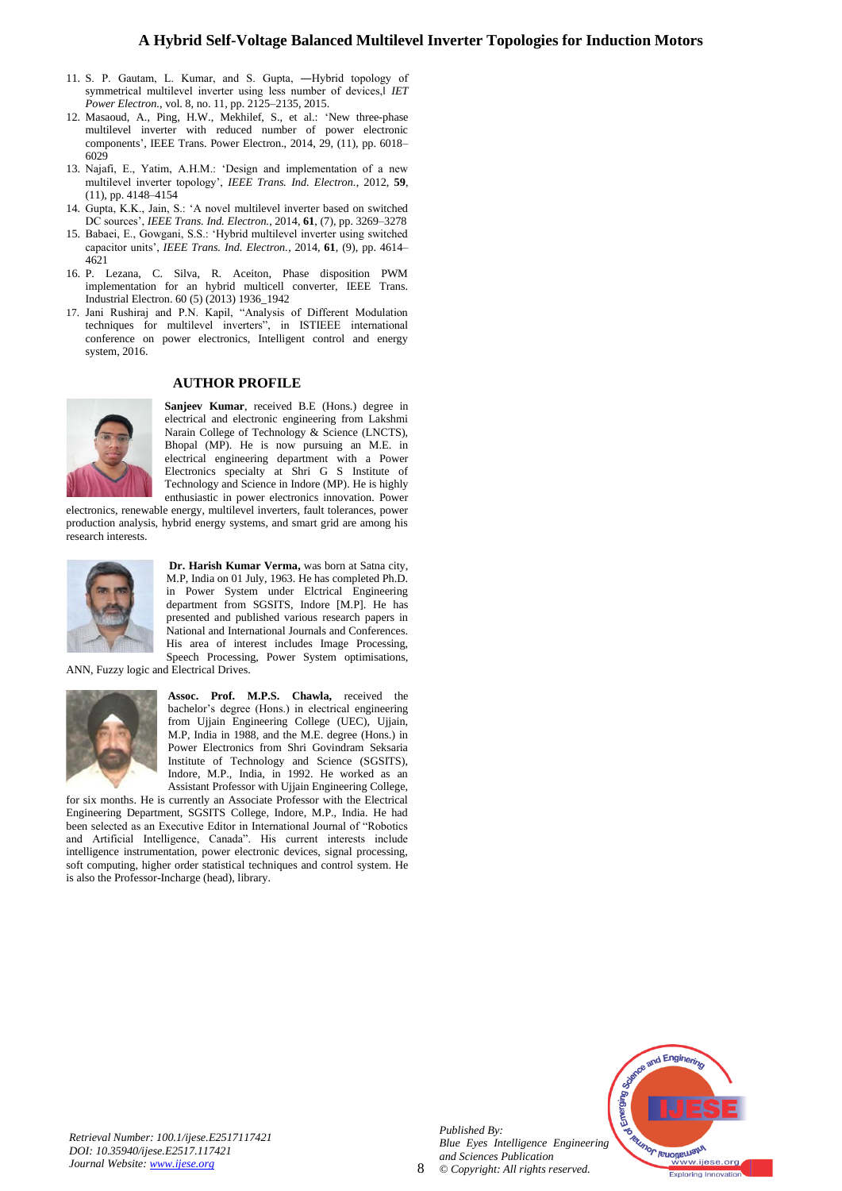11. S. P. Gautam, L. Kumar, and S. Gupta, ―Hybrid topology of symmetrical multilevel inverter using less number of devices,‖ *IET Power Electron.*, vol. 8, no. 11, pp. 2125–2135, 2015.
12. Masaoud, A., Ping, H.W., Mekhilef, S., et al.: 'New three-phase multilevel inverter with reduced number of power electronic components', IEEE Trans. Power Electron., 2014, 29, (11), pp. 6018–6029
13. Najafi, E., Yatim, A.H.M.: 'Design and implementation of a new multilevel inverter topology', *IEEE Trans. Ind. Electron.*, 2012, **59**, (11), pp. 4148–4154
14. Gupta, K.K., Jain, S.: 'A novel multilevel inverter based on switched DC sources', *IEEE Trans. Ind. Electron.*, 2014, **61**, (7), pp. 3269–3278
15. Babaei, E., Gowgani, S.S.: 'Hybrid multilevel inverter using switched capacitor units', *IEEE Trans. Ind. Electron.*, 2014, **61**, (9), pp. 4614–4621
16. P. Lezana, C. Silva, R. Aceiton, Phase disposition PWM implementation for an hybrid multicell converter, IEEE Trans. Industrial Electron. 60 (5) (2013) 1936_1942
17. Jani Rushiraj and P.N. Kapil, "Analysis of Different Modulation techniques for multilevel inverters", in ISTIEEE international conference on power electronics, Intelligent control and energy system, 2016.

## AUTHOR PROFILE

**Sanjeev Kumar**, received B.E (Hons.) degree in electrical and electronic engineering from Lakshmi Narain College of Technology & Science (LNCTS), Bhopal (MP). He is now pursuing an M.E. in electrical engineering department with a Power Electronics specialty at Shri G S Institute of Technology and Science in Indore (MP). He is highly enthusiastic in power electronics innovation. Power electronics, renewable energy, multilevel inverters, fault tolerances, power production analysis, hybrid energy systems, and smart grid are among his research interests.

**Dr. Harish Kumar Verma,** was born at Satna city, M.P, India on 01 July, 1963. He has completed Ph.D. in Power System under Elctrical Engineering department from SGSITS, Indore [M.P]. He has presented and published various research papers in National and International Journals and Conferences. His area of interest includes Image Processing, Speech Processing, Power System optimisations, ANN, Fuzzy logic and Electrical Drives.

**Assoc. Prof. M.P.S. Chawla,** received the bachelor's degree (Hons.) in electrical engineering from Ujjain Engineering College (UEC), Ujjain, M.P, India in 1988, and the M.E. degree (Hons.) in Power Electronics from Shri Govindram Seksaria Institute of Technology and Science (SGSITS), Indore, M.P., India, in 1992. He worked as an Assistant Professor with Ujjain Engineering College, for six months. He is currently an Associate Professor with the Electrical Engineering Department, SGSITS College, Indore, M.P., India. He had been selected as an Executive Editor in International Journal of "Robotics and Artificial Intelligence, Canada". His current interests include intelligence instrumentation, power electronic devices, signal processing, soft computing, higher order statistical techniques and control system. He is also the Professor-Incharge (head), library.